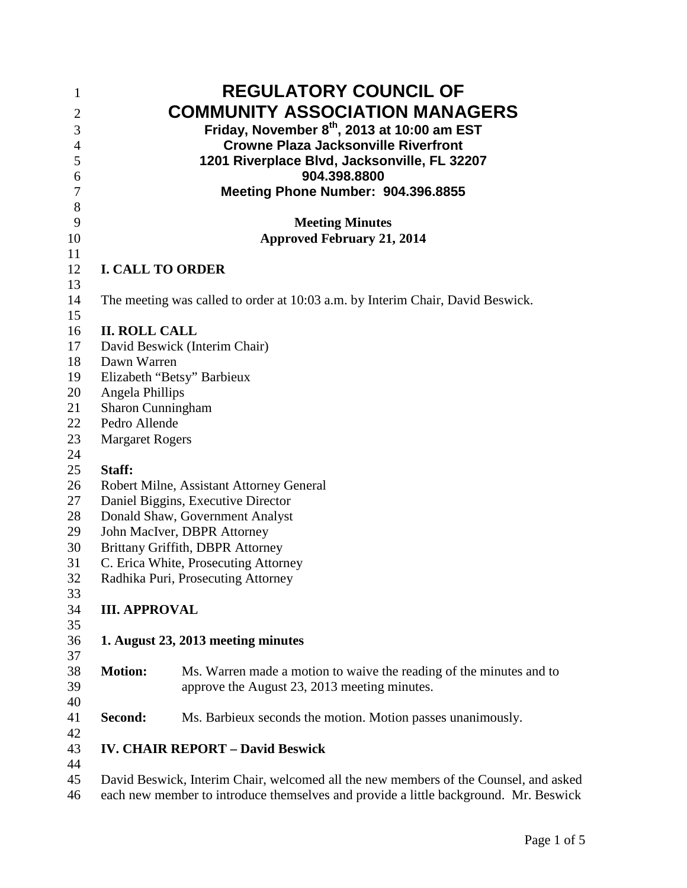# REGULATORY COUNCIL OF COMMUNITY ASSOCIATION MANAGERS

**Friday, November 8th, 2013 at 10:00 am EST**
**Crowne Plaza Jacksonville Riverfront**
**1201 Riverplace Blvd, Jacksonville, FL 32207**
**904.398.8800**
**Meeting Phone Number: 904.396.8855**

**Meeting Minutes**
**Approved February 21, 2014**

## I. CALL TO ORDER

The meeting was called to order at 10:03 a.m. by Interim Chair, David Beswick.

## II. ROLL CALL

David Beswick (Interim Chair)
Dawn Warren
Elizabeth "Betsy" Barbieux
Angela Phillips
Sharon Cunningham
Pedro Allende
Margaret Rogers

**Staff:**

Robert Milne, Assistant Attorney General
Daniel Biggins, Executive Director
Donald Shaw, Government Analyst
John MacIver, DBPR Attorney
Brittany Griffith, DBPR Attorney
C. Erica White, Prosecuting Attorney
Radhika Puri, Prosecuting Attorney

## III. APPROVAL

### 1. August 23, 2013 meeting minutes

**Motion:** Ms. Warren made a motion to waive the reading of the minutes and to approve the August 23, 2013 meeting minutes.

**Second:** Ms. Barbieux seconds the motion. Motion passes unanimously.

## IV. CHAIR REPORT – David Beswick

David Beswick, Interim Chair, welcomed all the new members of the Counsel, and asked each new member to introduce themselves and provide a little background. Mr. Beswick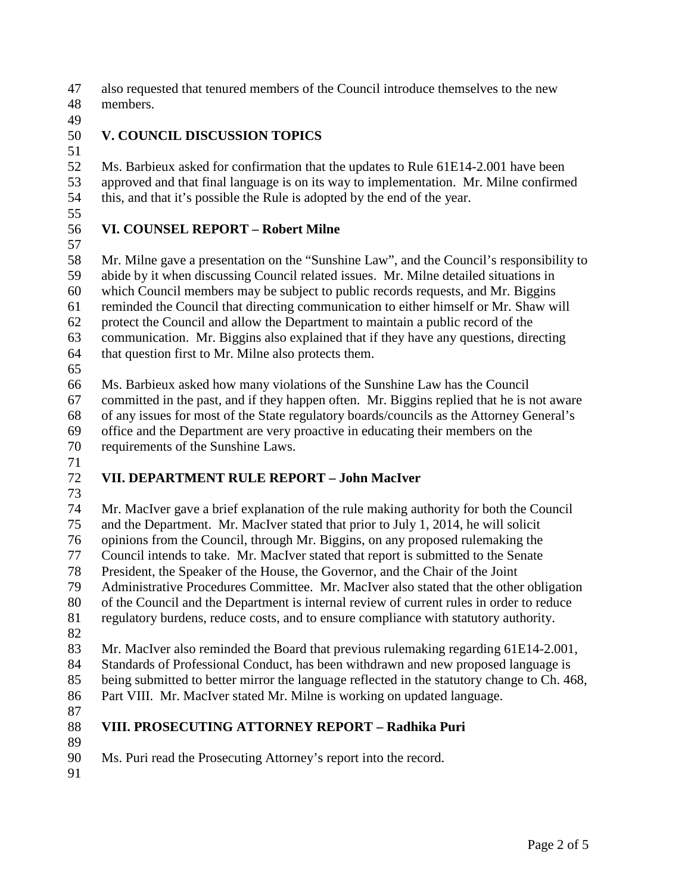also requested that tenured members of the Council introduce themselves to the new members.

## V. COUNCIL DISCUSSION TOPICS

Ms. Barbieux asked for confirmation that the updates to Rule 61E14-2.001 have been approved and that final language is on its way to implementation. Mr. Milne confirmed this, and that it's possible the Rule is adopted by the end of the year.

## VI. COUNSEL REPORT – Robert Milne

Mr. Milne gave a presentation on the "Sunshine Law", and the Council's responsibility to abide by it when discussing Council related issues. Mr. Milne detailed situations in which Council members may be subject to public records requests, and Mr. Biggins reminded the Council that directing communication to either himself or Mr. Shaw will protect the Council and allow the Department to maintain a public record of the communication. Mr. Biggins also explained that if they have any questions, directing that question first to Mr. Milne also protects them.

Ms. Barbieux asked how many violations of the Sunshine Law has the Council committed in the past, and if they happen often. Mr. Biggins replied that he is not aware of any issues for most of the State regulatory boards/councils as the Attorney General's office and the Department are very proactive in educating their members on the requirements of the Sunshine Laws.

## VII. DEPARTMENT RULE REPORT – John MacIver

Mr. MacIver gave a brief explanation of the rule making authority for both the Council and the Department. Mr. MacIver stated that prior to July 1, 2014, he will solicit opinions from the Council, through Mr. Biggins, on any proposed rulemaking the Council intends to take. Mr. MacIver stated that report is submitted to the Senate President, the Speaker of the House, the Governor, and the Chair of the Joint Administrative Procedures Committee. Mr. MacIver also stated that the other obligation of the Council and the Department is internal review of current rules in order to reduce regulatory burdens, reduce costs, and to ensure compliance with statutory authority.

Mr. MacIver also reminded the Board that previous rulemaking regarding 61E14-2.001, Standards of Professional Conduct, has been withdrawn and new proposed language is being submitted to better mirror the language reflected in the statutory change to Ch. 468, Part VIII. Mr. MacIver stated Mr. Milne is working on updated language.

## VIII. PROSECUTING ATTORNEY REPORT – Radhika Puri

Ms. Puri read the Prosecuting Attorney's report into the record.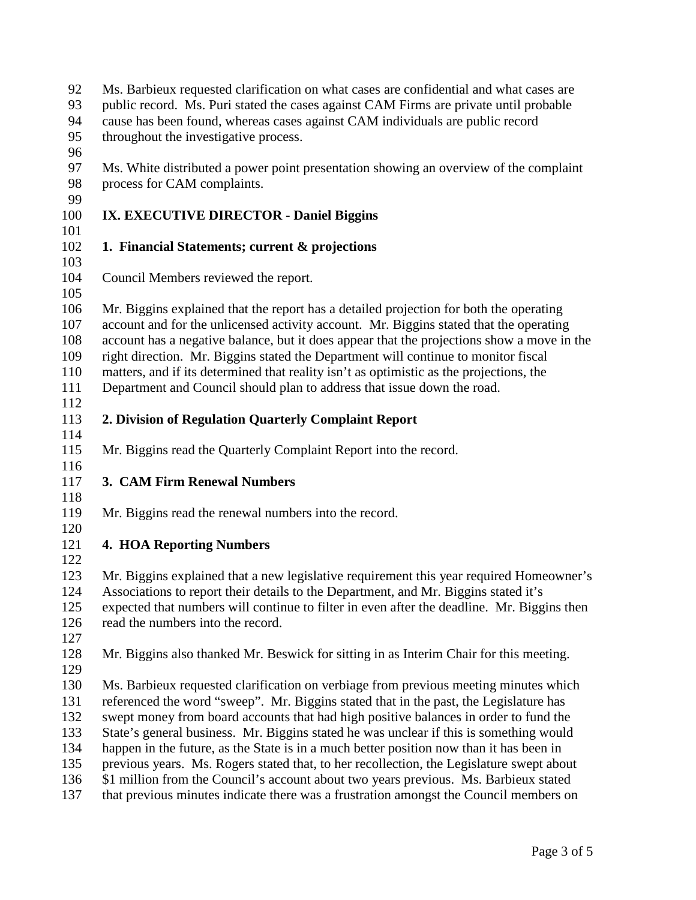Ms. Barbieux requested clarification on what cases are confidential and what cases are public record. Ms. Puri stated the cases against CAM Firms are private until probable cause has been found, whereas cases against CAM individuals are public record throughout the investigative process.

Ms. White distributed a power point presentation showing an overview of the complaint process for CAM complaints.

## IX. EXECUTIVE DIRECTOR - Daniel Biggins

### 1. Financial Statements; current & projections

Council Members reviewed the report.

Mr. Biggins explained that the report has a detailed projection for both the operating account and for the unlicensed activity account. Mr. Biggins stated that the operating account has a negative balance, but it does appear that the projections show a move in the right direction. Mr. Biggins stated the Department will continue to monitor fiscal matters, and if its determined that reality isn't as optimistic as the projections, the Department and Council should plan to address that issue down the road.

### 2. Division of Regulation Quarterly Complaint Report

Mr. Biggins read the Quarterly Complaint Report into the record.

### 3. CAM Firm Renewal Numbers

Mr. Biggins read the renewal numbers into the record.

### 4. HOA Reporting Numbers

Mr. Biggins explained that a new legislative requirement this year required Homeowner's Associations to report their details to the Department, and Mr. Biggins stated it's expected that numbers will continue to filter in even after the deadline. Mr. Biggins then read the numbers into the record.

Mr. Biggins also thanked Mr. Beswick for sitting in as Interim Chair for this meeting.

Ms. Barbieux requested clarification on verbiage from previous meeting minutes which referenced the word "sweep". Mr. Biggins stated that in the past, the Legislature has swept money from board accounts that had high positive balances in order to fund the State's general business. Mr. Biggins stated he was unclear if this is something would happen in the future, as the State is in a much better position now than it has been in previous years. Ms. Rogers stated that, to her recollection, the Legislature swept about $1 million from the Council's account about two years previous. Ms. Barbieux stated that previous minutes indicate there was a frustration amongst the Council members on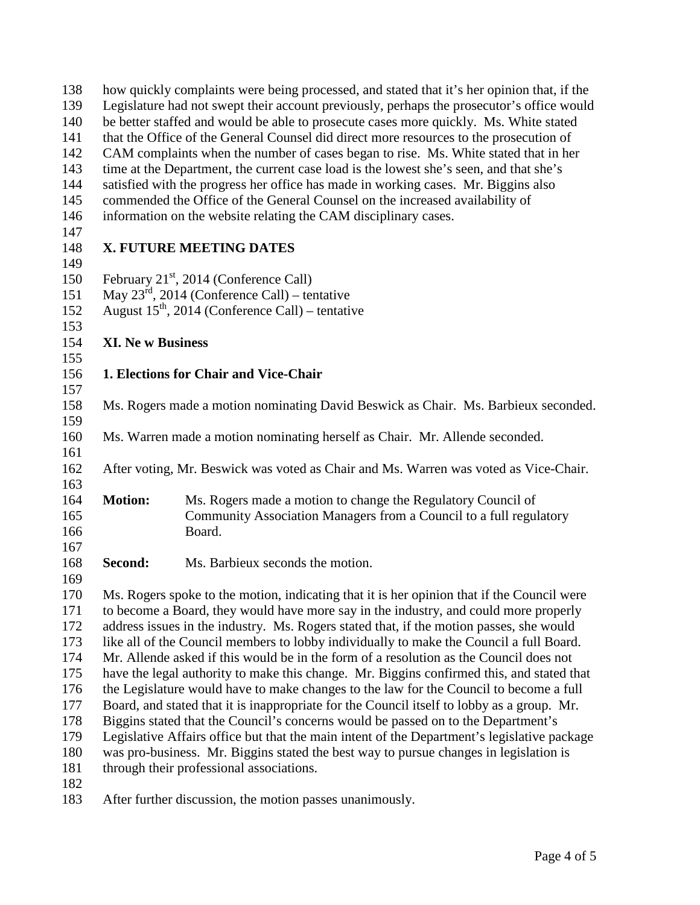how quickly complaints were being processed, and stated that it's her opinion that, if the Legislature had not swept their account previously, perhaps the prosecutor's office would be better staffed and would be able to prosecute cases more quickly. Ms. White stated that the Office of the General Counsel did direct more resources to the prosecution of CAM complaints when the number of cases began to rise. Ms. White stated that in her time at the Department, the current case load is the lowest she's seen, and that she's satisfied with the progress her office has made in working cases. Mr. Biggins also commended the Office of the General Counsel on the increased availability of information on the website relating the CAM disciplinary cases.

## X. FUTURE MEETING DATES

February 21st, 2014 (Conference Call)
May 23rd, 2014 (Conference Call) – tentative
August 15th, 2014 (Conference Call) – tentative

## XI. New Business

### 1. Elections for Chair and Vice-Chair

Ms. Rogers made a motion nominating David Beswick as Chair. Ms. Barbieux seconded.

Ms. Warren made a motion nominating herself as Chair. Mr. Allende seconded.

After voting, Mr. Beswick was voted as Chair and Ms. Warren was voted as Vice-Chair.

**Motion:** Ms. Rogers made a motion to change the Regulatory Council of Community Association Managers from a Council to a full regulatory Board.

**Second:** Ms. Barbieux seconds the motion.

Ms. Rogers spoke to the motion, indicating that it is her opinion that if the Council were to become a Board, they would have more say in the industry, and could more properly address issues in the industry. Ms. Rogers stated that, if the motion passes, she would like all of the Council members to lobby individually to make the Council a full Board. Mr. Allende asked if this would be in the form of a resolution as the Council does not have the legal authority to make this change. Mr. Biggins confirmed this, and stated that the Legislature would have to make changes to the law for the Council to become a full Board, and stated that it is inappropriate for the Council itself to lobby as a group. Mr. Biggins stated that the Council's concerns would be passed on to the Department's Legislative Affairs office but that the main intent of the Department's legislative package was pro-business. Mr. Biggins stated the best way to pursue changes in legislation is through their professional associations.

After further discussion, the motion passes unanimously.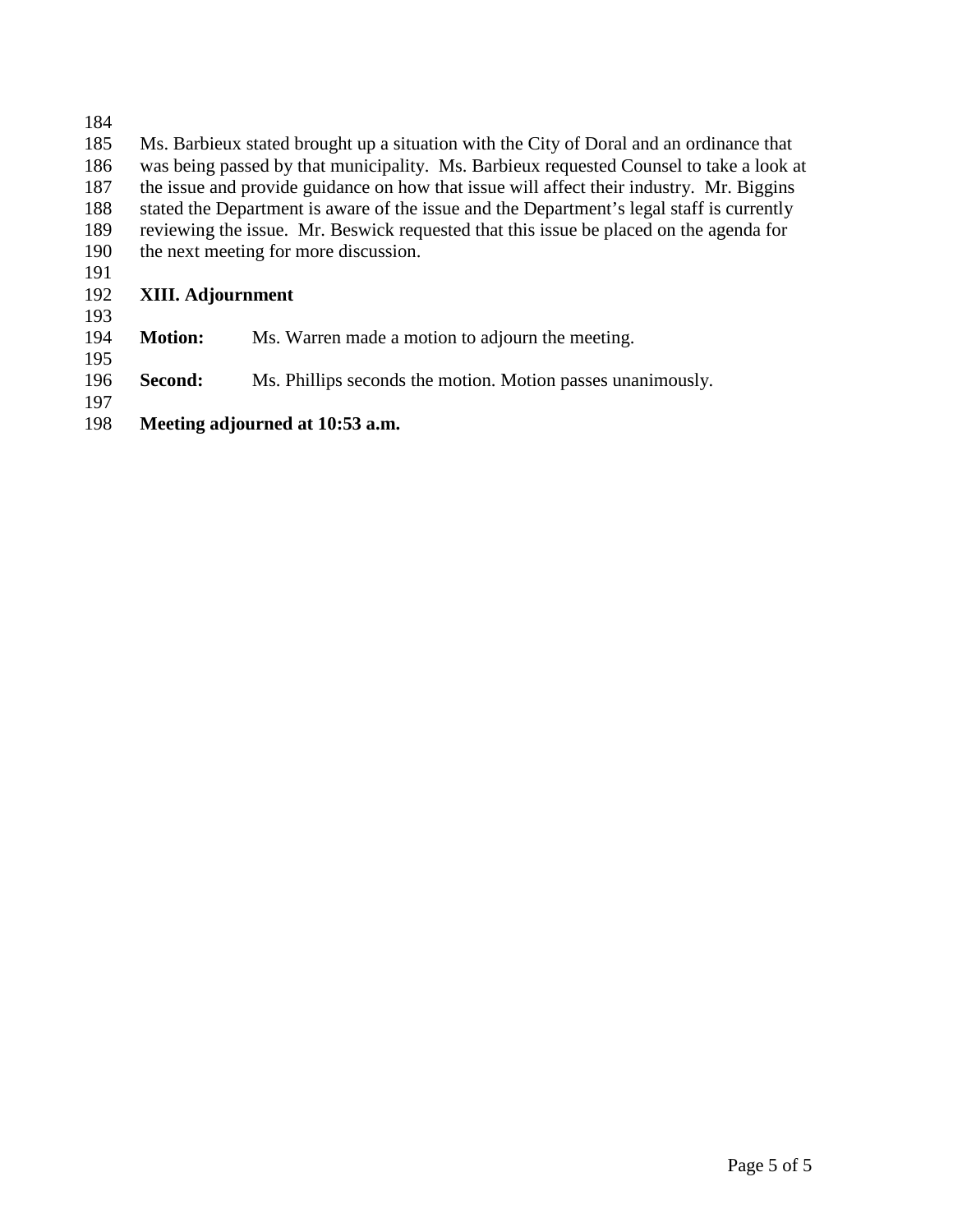Ms. Barbieux stated brought up a situation with the City of Doral and an ordinance that was being passed by that municipality. Ms. Barbieux requested Counsel to take a look at the issue and provide guidance on how that issue will affect their industry. Mr. Biggins stated the Department is aware of the issue and the Department's legal staff is currently reviewing the issue. Mr. Beswick requested that this issue be placed on the agenda for the next meeting for more discussion.

## XIII. Adjournment

**Motion:** Ms. Warren made a motion to adjourn the meeting.

**Second:** Ms. Phillips seconds the motion. Motion passes unanimously.

**Meeting adjourned at 10:53 a.m.**